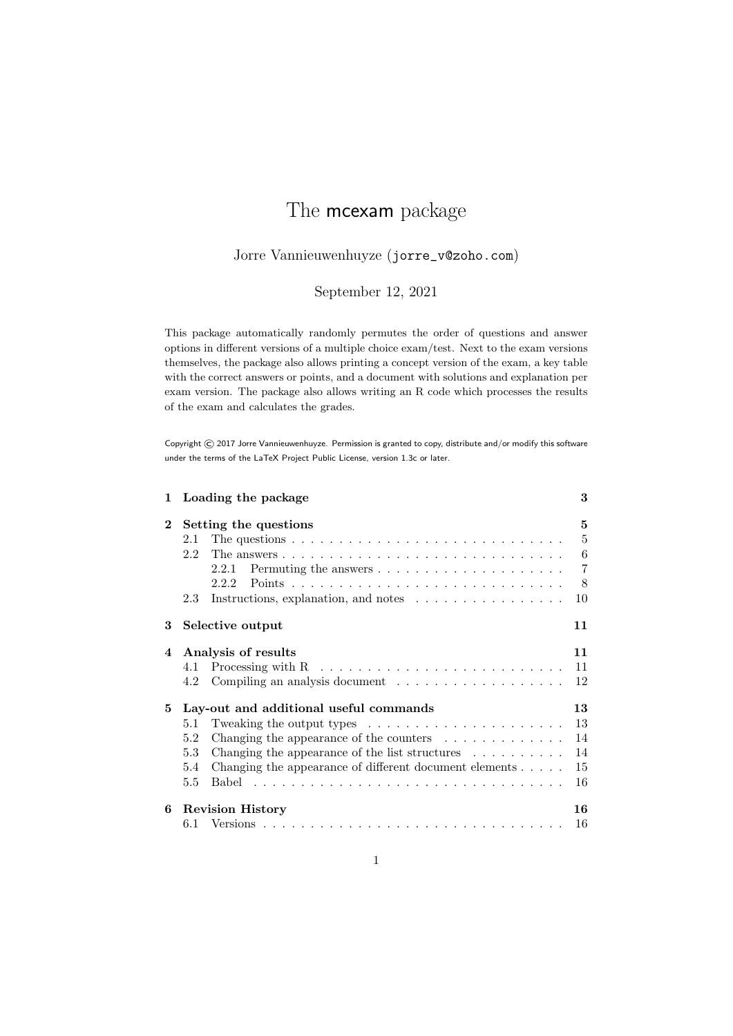# The mcexam package

Jorre Vannieuwenhuyze (`jorre_v@zoho.com`)

September 12, 2021

This package automatically randomly permutes the order of questions and answer options in different versions of a multiple choice exam/test. Next to the exam versions themselves, the package also allows printing a concept version of the exam, a key table with the correct answers or points, and a document with solutions and explanation per exam version. The package also allows writing an R code which processes the results of the exam and calculates the grades.

Copyright © 2017 Jorre Vannieuwenhuyze. Permission is granted to copy, distribute and/or modify this software under the terms of the LaTeX Project Public License, version 1.3c or later.

**1 Loading the package** — 3

**2 Setting the questions** — 5
- 2.1 The questions — 5
- 2.2 The answers — 6
  - 2.2.1 Permuting the answers — 7
  - 2.2.2 Points — 8
- 2.3 Instructions, explanation, and notes — 10

**3 Selective output** — 11

**4 Analysis of results** — 11
- 4.1 Processing with R — 11
- 4.2 Compiling an analysis document — 12

**5 Lay-out and additional useful commands** — 13
- 5.1 Tweaking the output types — 13
- 5.2 Changing the appearance of the counters — 14
- 5.3 Changing the appearance of the list structures — 14
- 5.4 Changing the appearance of different document elements — 15
- 5.5 Babel — 16

**6 Revision History** — 16
- 6.1 Versions — 16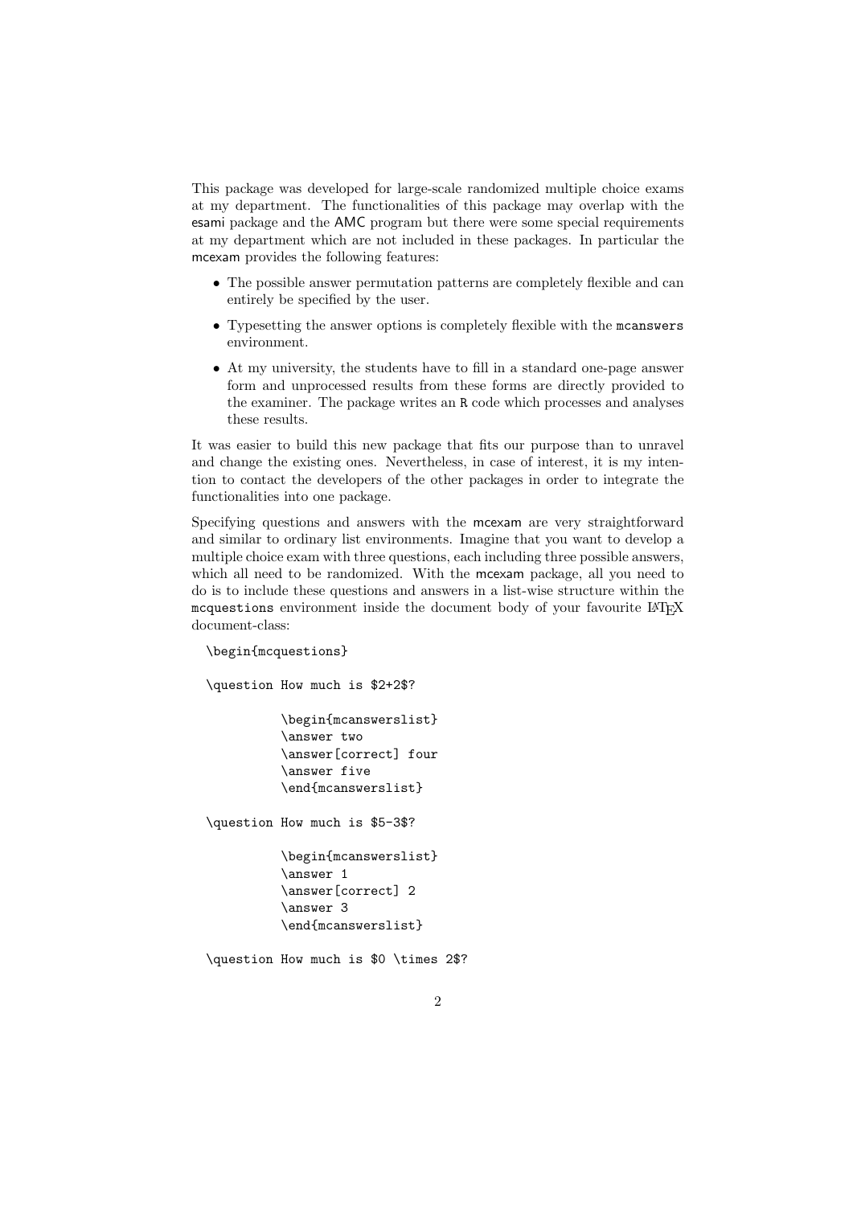This package was developed for large-scale randomized multiple choice exams at my department. The functionalities of this package may overlap with the esami package and the AMC program but there were some special requirements at my department which are not included in these packages. In particular the mcexam provides the following features:

- The possible answer permutation patterns are completely flexible and can entirely be specified by the user.
- Typesetting the answer options is completely flexible with the `mcanswers` environment.
- At my university, the students have to fill in a standard one-page answer form and unprocessed results from these forms are directly provided to the examiner. The package writes an `R` code which processes and analyses these results.

It was easier to build this new package that fits our purpose than to unravel and change the existing ones. Nevertheless, in case of interest, it is my intention to contact the developers of the other packages in order to integrate the functionalities into one package.

Specifying questions and answers with the mcexam are very straightforward and similar to ordinary list environments. Imagine that you want to develop a multiple choice exam with three questions, each including three possible answers, which all need to be randomized. With the mcexam package, all you need to do is to include these questions and answers in a list-wise structure within the `mcquestions` environment inside the document body of your favourite LaTeX document-class:

```
\begin{mcquestions}

\question How much is $2+2$?

          \begin{mcanswerslist}
          \answer two
          \answer[correct] four
          \answer five
          \end{mcanswerslist}

\question How much is $5-3$?

          \begin{mcanswerslist}
          \answer 1
          \answer[correct] 2
          \answer 3
          \end{mcanswerslist}

\question How much is $0 \times 2$?
```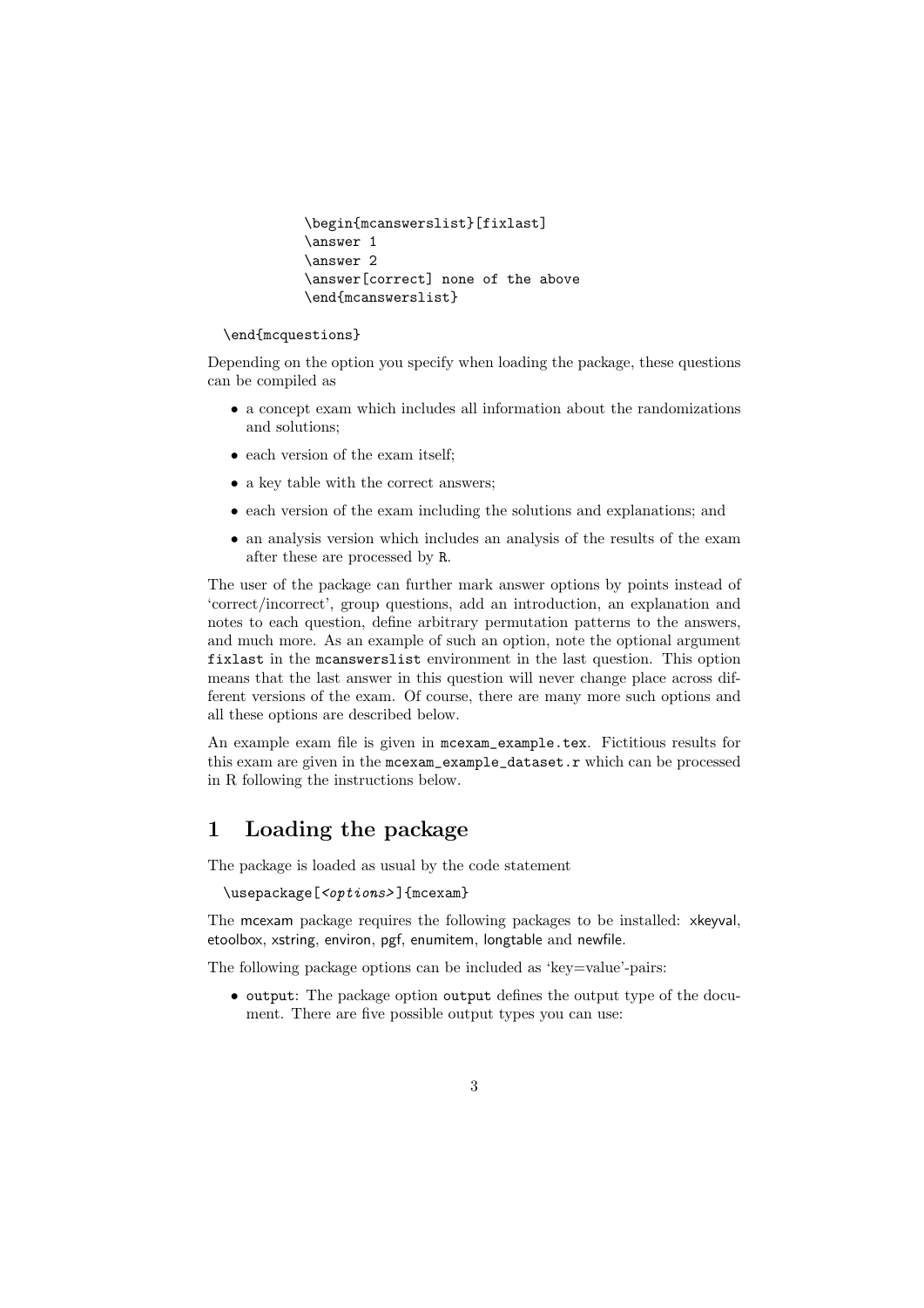```
\begin{mcanswerslist}[fixlast]
\answer 1
\answer 2
\answer[correct] none of the above
\end{mcanswerslist}

\end{mcquestions}
```

Depending on the option you specify when loading the package, these questions can be compiled as

- a concept exam which includes all information about the randomizations and solutions;
- each version of the exam itself;
- a key table with the correct answers;
- each version of the exam including the solutions and explanations; and
- an analysis version which includes an analysis of the results of the exam after these are processed by R.

The user of the package can further mark answer options by points instead of 'correct/incorrect', group questions, add an introduction, an explanation and notes to each question, define arbitrary permutation patterns to the answers, and much more. As an example of such an option, note the optional argument `fixlast` in the `mcanswerslist` environment in the last question. This option means that the last answer in this question will never change place across different versions of the exam. Of course, there are many more such options and all these options are described below.

An example exam file is given in `mcexam_example.tex`. Fictitious results for this exam are given in the `mcexam_example_dataset.r` which can be processed in R following the instructions below.

# 1 Loading the package

The package is loaded as usual by the code statement

```
\usepackage[<options>]{mcexam}
```

The mcexam package requires the following packages to be installed: xkeyval, etoolbox, xstring, environ, pgf, enumitem, longtable and newfile.

The following package options can be included as 'key=value'-pairs:

- `output`: The package option `output` defines the output type of the document. There are five possible output types you can use: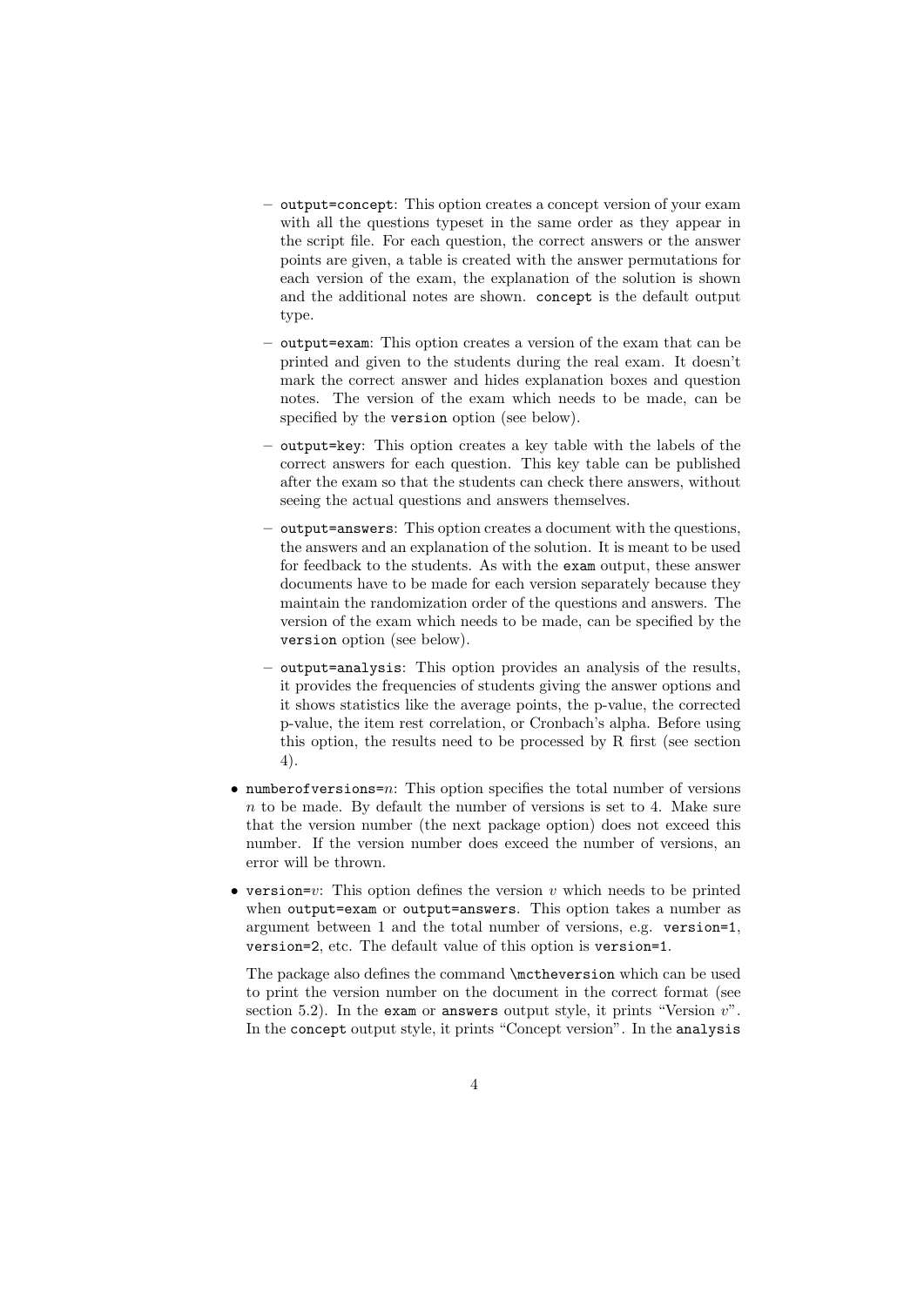- `output=concept`: This option creates a concept version of your exam with all the questions typeset in the same order as they appear in the script file. For each question, the correct answers or the answer points are given, a table is created with the answer permutations for each version of the exam, the explanation of the solution is shown and the additional notes are shown. `concept` is the default output type.
  - `output=exam`: This option creates a version of the exam that can be printed and given to the students during the real exam. It doesn't mark the correct answer and hides explanation boxes and question notes. The version of the exam which needs to be made, can be specified by the `version` option (see below).
  - `output=key`: This option creates a key table with the labels of the correct answers for each question. This key table can be published after the exam so that the students can check there answers, without seeing the actual questions and answers themselves.
  - `output=answers`: This option creates a document with the questions, the answers and an explanation of the solution. It is meant to be used for feedback to the students. As with the `exam` output, these answer documents have to be made for each version separately because they maintain the randomization order of the questions and answers. The version of the exam which needs to be made, can be specified by the `version` option (see below).
  - `output=analysis`: This option provides an analysis of the results, it provides the frequencies of students giving the answer options and it shows statistics like the average points, the p-value, the corrected p-value, the item rest correlation, or Cronbach's alpha. Before using this option, the results need to be processed by R first (see section 4).

- `numberofversions=`*n*: This option specifies the total number of versions $n$ to be made. By default the number of versions is set to 4. Make sure that the version number (the next package option) does not exceed this number. If the version number does exceed the number of versions, an error will be thrown.

- `version=`*v*: This option defines the version $v$ which needs to be printed when `output=exam` or `output=answers`. This option takes a number as argument between 1 and the total number of versions, e.g. `version=1`, `version=2`, etc. The default value of this option is `version=1`.

  The package also defines the command `\mctheversion` which can be used to print the version number on the document in the correct format (see section 5.2). In the `exam` or `answers` output style, it prints "Version $v$". In the `concept` output style, it prints "Concept version". In the `analysis`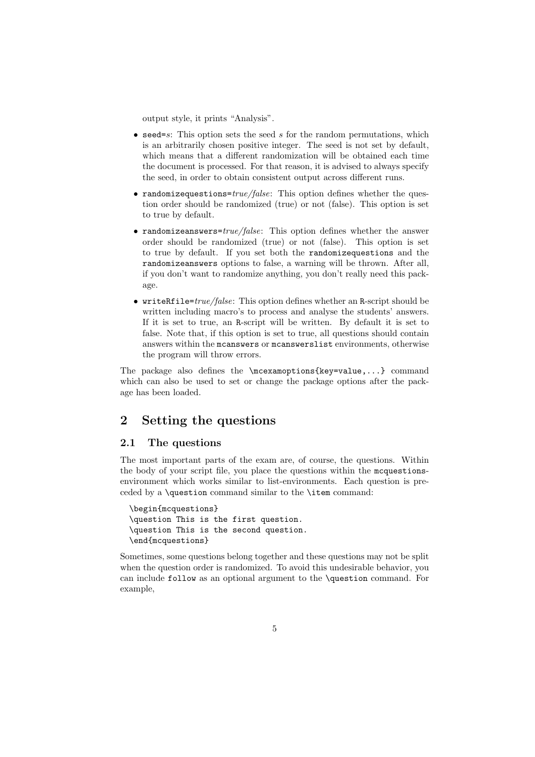output style, it prints "Analysis".

- `seed=`*s*: This option sets the seed *s* for the random permutations, which is an arbitrarily chosen positive integer. The seed is not set by default, which means that a different randomization will be obtained each time the document is processed. For that reason, it is advised to always specify the seed, in order to obtain consistent output across different runs.
- `randomizequestions=`*true/false*: This option defines whether the question order should be randomized (true) or not (false). This option is set to true by default.
- `randomizeanswers=`*true/false*: This option defines whether the answer order should be randomized (true) or not (false). This option is set to true by default. If you set both the `randomizequestions` and the `randomizeanswers` options to false, a warning will be thrown. After all, if you don't want to randomize anything, you don't really need this package.
- `writeRfile=`*true/false*: This option defines whether an R-script should be written including macro's to process and analyse the students' answers. If it is set to true, an R-script will be written. By default it is set to false. Note that, if this option is set to true, all questions should contain answers within the `mcanswers` or `mcanswerslist` environments, otherwise the program will throw errors.

The package also defines the `\mcexamoptions{key=value,...}` command which can also be used to set or change the package options after the package has been loaded.

## 2 Setting the questions

### 2.1 The questions

The most important parts of the exam are, of course, the questions. Within the body of your script file, you place the questions within the `mcquestions`-environment which works similar to list-environments. Each question is preceded by a `\question` command similar to the `\item` command:

```
\begin{mcquestions}
\question This is the first question.
\question This is the second question.
\end{mcquestions}
```

Sometimes, some questions belong together and these questions may not be split when the question order is randomized. To avoid this undesirable behavior, you can include `follow` as an optional argument to the `\question` command. For example,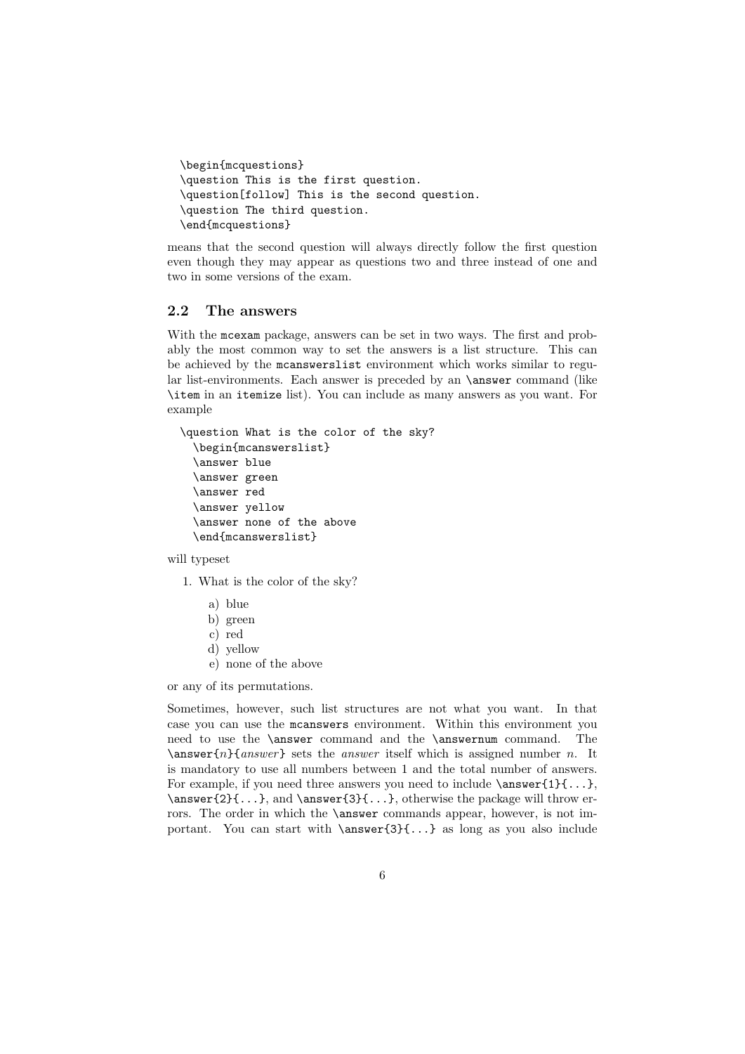```
\begin{mcquestions}
\question This is the first question.
\question[follow] This is the second question.
\question The third question.
\end{mcquestions}
```

means that the second question will always directly follow the first question even though they may appear as questions two and three instead of one and two in some versions of the exam.

### 2.2 The answers

With the `mcexam` package, answers can be set in two ways. The first and probably the most common way to set the answers is a list structure. This can be achieved by the `mcanswerslist` environment which works similar to regular list-environments. Each answer is preceded by an `\answer` command (like `\item` in an `itemize` list). You can include as many answers as you want. For example

```
\question What is the color of the sky?
  \begin{mcanswerslist}
  \answer blue
  \answer green
  \answer red
  \answer yellow
  \answer none of the above
  \end{mcanswerslist}
```

will typeset

1. What is the color of the sky?

   a) blue
   b) green
   c) red
   d) yellow
   e) none of the above

or any of its permutations.

Sometimes, however, such list structures are not what you want. In that case you can use the `mcanswers` environment. Within this environment you need to use the `\answer` command and the `\answernum` command. The `\answer{`*n*`}{`*answer*`}` sets the *answer* itself which is assigned number *n*. It is mandatory to use all numbers between 1 and the total number of answers. For example, if you need three answers you need to include `\answer{1}{...}`, `\answer{2}{...}`, and `\answer{3}{...}`, otherwise the package will throw errors. The order in which the `\answer` commands appear, however, is not important. You can start with `\answer{3}{...}` as long as you also include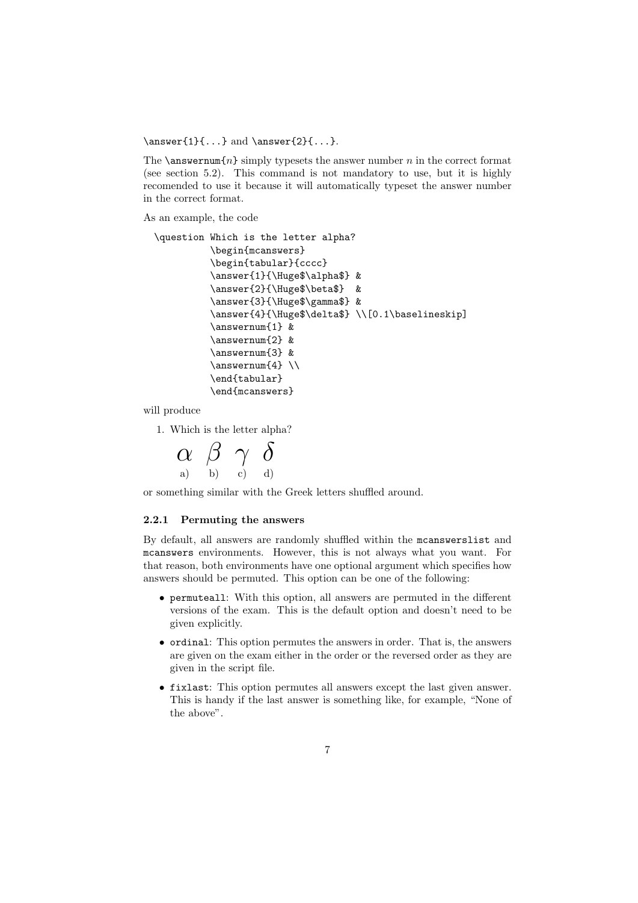`\answer{1}{...}` and `\answer{2}{...}`.

The `\answernum{`$n$`}` simply typesets the answer number $n$ in the correct format (see section 5.2). This command is not mandatory to use, but it is highly recomended to use it because it will automatically typeset the answer number in the correct format.

As an example, the code

```
\question Which is the letter alpha?
          \begin{mcanswers}
          \begin{tabular}{cccc}
          \answer{1}{\Huge$\alpha$} &
          \answer{2}{\Huge$\beta$}  &
          \answer{3}{\Huge$\gamma$} &
          \answer{4}{\Huge$\delta$} \\[0.1\baselineskip]
          \answernum{1} &
          \answernum{2} &
          \answernum{3} &
          \answernum{4} \\
          \end{tabular}
          \end{mcanswers}
```

will produce

1. Which is the letter alpha?

| $\alpha$ | $\beta$ | $\gamma$ | $\delta$ |
|---|---|---|---|
| a) | b) | c) | d) |

or something similar with the Greek letters shuffled around.

### 2.2.1 Permuting the answers

By default, all answers are randomly shuffled within the `mcanswerslist` and `mcanswers` environments. However, this is not always what you want. For that reason, both environments have one optional argument which specifies how answers should be permuted. This option can be one of the following:

- `permuteall`: With this option, all answers are permuted in the different versions of the exam. This is the default option and doesn't need to be given explicitly.
- `ordinal`: This option permutes the answers in order. That is, the answers are given on the exam either in the order or the reversed order as they are given in the script file.
- `fixlast`: This option permutes all answers except the last given answer. This is handy if the last answer is something like, for example, "None of the above".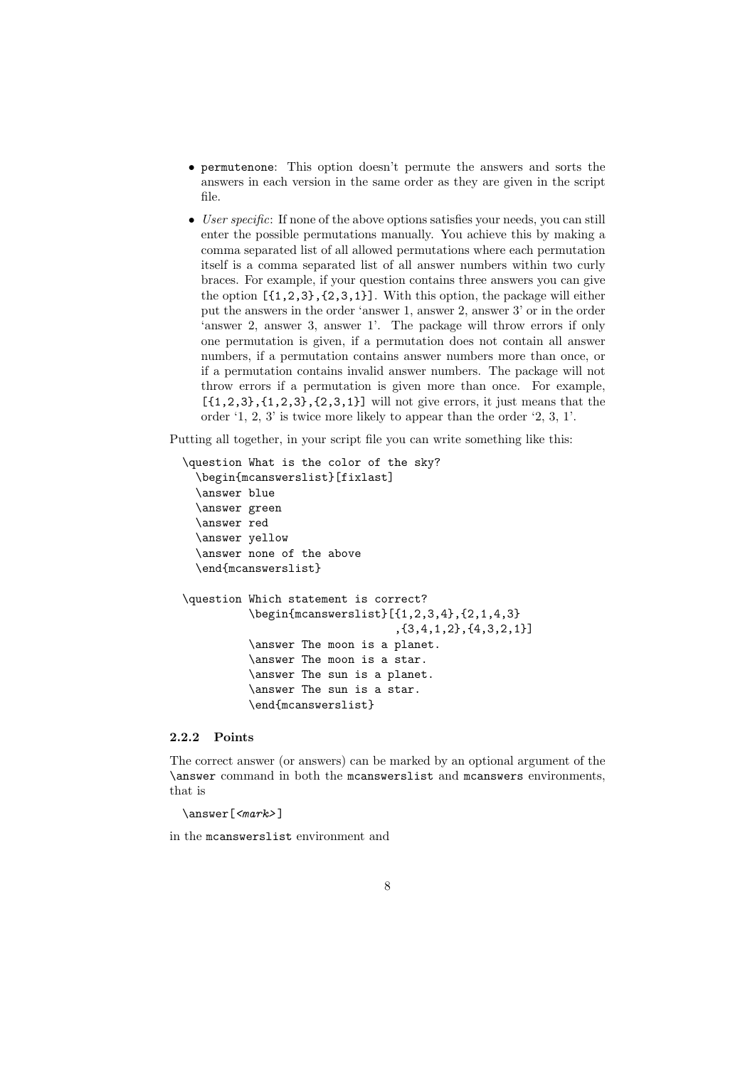- `permutenone`: This option doesn't permute the answers and sorts the answers in each version in the same order as they are given in the script file.
- *User specific*: If none of the above options satisfies your needs, you can still enter the possible permutations manually. You achieve this by making a comma separated list of all allowed permutations where each permutation itself is a comma separated list of all answer numbers within two curly braces. For example, if your question contains three answers you can give the option `[{1,2,3},{2,3,1}]`. With this option, the package will either put the answers in the order 'answer 1, answer 2, answer 3' or in the order 'answer 2, answer 3, answer 1'. The package will throw errors if only one permutation is given, if a permutation does not contain all answer numbers, if a permutation contains answer numbers more than once, or if a permutation contains invalid answer numbers. The package will not throw errors if a permutation is given more than once. For example, `[{1,2,3},{1,2,3},{2,3,1}]` will not give errors, it just means that the order '1, 2, 3' is twice more likely to appear than the order '2, 3, 1'.

Putting all together, in your script file you can write something like this:

```
\question What is the color of the sky?
  \begin{mcanswerslist}[fixlast]
  \answer blue
  \answer green
  \answer red
  \answer yellow
  \answer none of the above
  \end{mcanswerslist}

\question Which statement is correct?
        \begin{mcanswerslist}[{1,2,3,4},{2,1,4,3}
                            ,{3,4,1,2},{4,3,2,1}]
        \answer The moon is a planet.
        \answer The moon is a star.
        \answer The sun is a planet.
        \answer The sun is a star.
        \end{mcanswerslist}
```

#### 2.2.2 Points

The correct answer (or answers) can be marked by an optional argument of the `\answer` command in both the `mcanswerslist` and `mcanswers` environments, that is

```
\answer[<mark>]
```

in the `mcanswerslist` environment and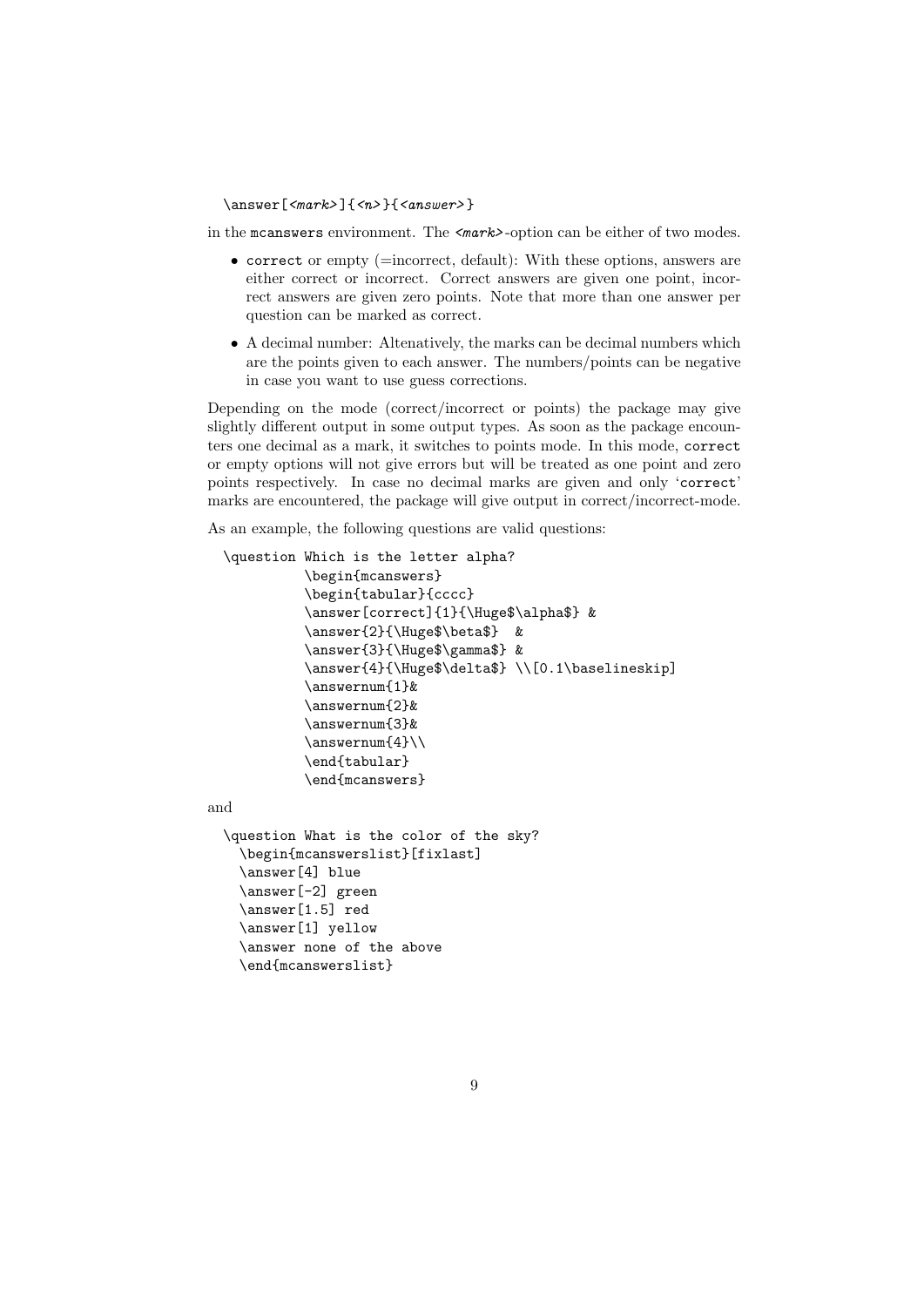```
\answer[<mark>]{<n>}{<answer>}
```

in the `mcanswers` environment. The `<mark>`-option can be either of two modes.

- `correct` or empty (=incorrect, default): With these options, answers are either correct or incorrect. Correct answers are given one point, incorrect answers are given zero points. Note that more than one answer per question can be marked as correct.
- A decimal number: Altenatively, the marks can be decimal numbers which are the points given to each answer. The numbers/points can be negative in case you want to use guess corrections.

Depending on the mode (correct/incorrect or points) the package may give slightly different output in some output types. As soon as the package encounters one decimal as a mark, it switches to points mode. In this mode, `correct` or empty options will not give errors but will be treated as one point and zero points respectively. In case no decimal marks are given and only '`correct`' marks are encountered, the package will give output in correct/incorrect-mode.

As an example, the following questions are valid questions:

```
\question Which is the letter alpha?
          \begin{mcanswers}
          \begin{tabular}{cccc}
          \answer[correct]{1}{\Huge$\alpha$} &
          \answer{2}{\Huge$\beta$}  &
          \answer{3}{\Huge$\gamma$} &
          \answer{4}{\Huge$\delta$} \\[0.1\baselineskip]
          \answernum{1}&
          \answernum{2}&
          \answernum{3}&
          \answernum{4}\\
          \end{tabular}
          \end{mcanswers}
```

and

```
\question What is the color of the sky?
  \begin{mcanswerslist}[fixlast]
  \answer[4] blue
  \answer[-2] green
  \answer[1.5] red
  \answer[1] yellow
  \answer none of the above
  \end{mcanswerslist}
```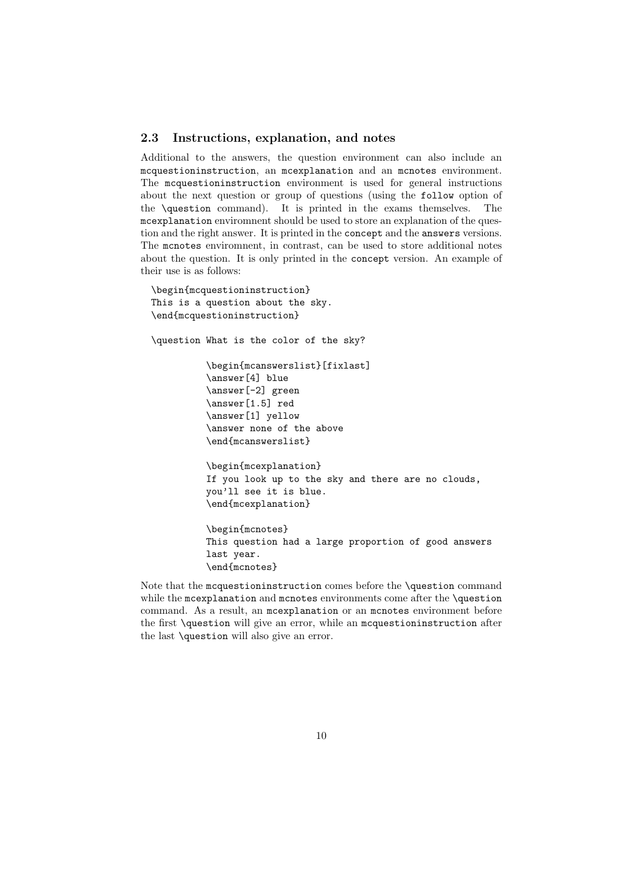### 2.3 Instructions, explanation, and notes

Additional to the answers, the question environment can also include an `mcquestioninstruction`, an `mcexplanation` and an `mcnotes` environment. The `mcquestioninstruction` environment is used for general instructions about the next question or group of questions (using the `follow` option of the `\question` command). It is printed in the exams themselves. The `mcexplanation` enviromnent should be used to store an explanation of the question and the right answer. It is printed in the `concept` and the `answers` versions. The `mcnotes` enviromnent, in contrast, can be used to store additional notes about the question. It is only printed in the `concept` version. An example of their use is as follows:

```
\begin{mcquestioninstruction}
This is a question about the sky.
\end{mcquestioninstruction}

\question What is the color of the sky?

          \begin{mcanswerslist}[fixlast]
          \answer[4] blue
          \answer[-2] green
          \answer[1.5] red
          \answer[1] yellow
          \answer none of the above
          \end{mcanswerslist}

          \begin{mcexplanation}
          If you look up to the sky and there are no clouds,
          you'll see it is blue.
          \end{mcexplanation}

          \begin{mcnotes}
          This question had a large proportion of good answers
          last year.
          \end{mcnotes}
```

Note that the `mcquestioninstruction` comes before the `\question` command while the `mcexplanation` and `mcnotes` environments come after the `\question` command. As a result, an `mcexplanation` or an `mcnotes` environment before the first `\question` will give an error, while an `mcquestioninstruction` after the last `\question` will also give an error.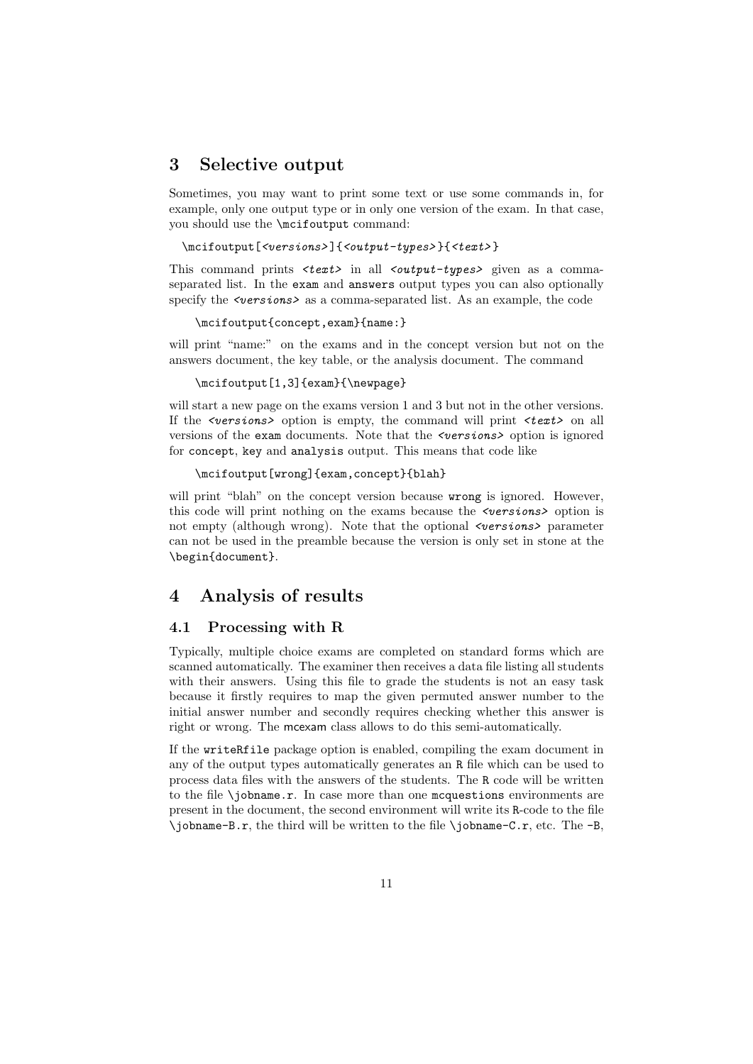## 3 Selective output

Sometimes, you may want to print some text or use some commands in, for example, only one output type or in only one version of the exam. In that case, you should use the `\mcifoutput` command:

```
\mcifoutput[<versions>]{<output-types>}{<text>}
```

This command prints *<text>* in all *<output-types>* given as a comma-separated list. In the `exam` and `answers` output types you can also optionally specify the *<versions>* as a comma-separated list. As an example, the code

```
\mcifoutput{concept,exam}{name:}
```

will print "name:" on the exams and in the concept version but not on the answers document, the key table, or the analysis document. The command

```
\mcifoutput[1,3]{exam}{\newpage}
```

will start a new page on the exams version 1 and 3 but not in the other versions. If the *<versions>* option is empty, the command will print *<text>* on all versions of the `exam` documents. Note that the *<versions>* option is ignored for `concept`, `key` and `analysis` output. This means that code like

```
\mcifoutput[wrong]{exam,concept}{blah}
```

will print "blah" on the concept version because `wrong` is ignored. However, this code will print nothing on the exams because the *<versions>* option is not empty (although wrong). Note that the optional *<versions>* parameter can not be used in the preamble because the version is only set in stone at the `\begin{document}`.

## 4 Analysis of results

### 4.1 Processing with R

Typically, multiple choice exams are completed on standard forms which are scanned automatically. The examiner then receives a data file listing all students with their answers. Using this file to grade the students is not an easy task because it firstly requires to map the given permuted answer number to the initial answer number and secondly requires checking whether this answer is right or wrong. The `mcexam` class allows to do this semi-automatically.

If the `writeRfile` package option is enabled, compiling the exam document in any of the output types automatically generates an `R` file which can be used to process data files with the answers of the students. The `R` code will be written to the file `\jobname.r`. In case more than one `mcquestions` environments are present in the document, the second environment will write its `R`-code to the file `\jobname-B.r`, the third will be written to the file `\jobname-C.r`, etc. The `-B`,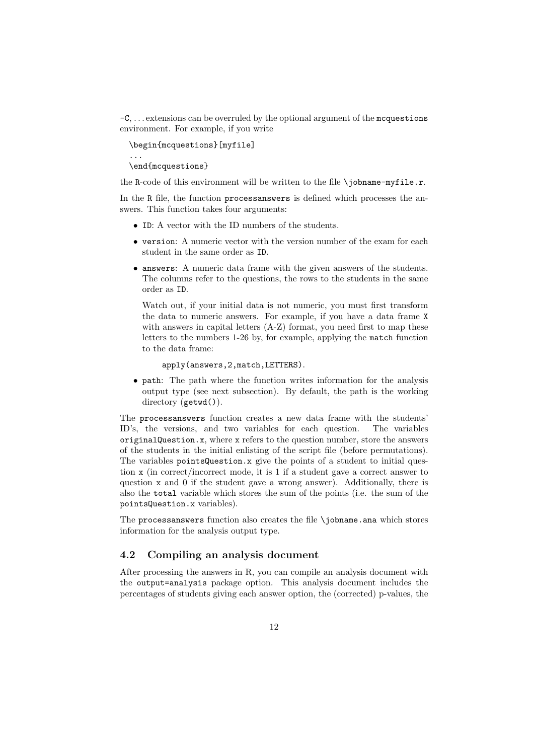-C, ... extensions can be overruled by the optional argument of the `mcquestions` environment. For example, if you write

```
\begin{mcquestions}[myfile]
...
\end{mcquestions}
```

the R-code of this environment will be written to the file `\jobname-myfile.r`.

In the R file, the function `processanswers` is defined which processes the answers. This function takes four arguments:

- `ID`: A vector with the ID numbers of the students.
- `version`: A numeric vector with the version number of the exam for each student in the same order as `ID`.
- `answers`: A numeric data frame with the given answers of the students. The columns refer to the questions, the rows to the students in the same order as `ID`.

  Watch out, if your initial data is not numeric, you must first transform the data to numeric answers. For example, if you have a data frame `X` with answers in capital letters (A-Z) format, you need first to map these letters to the numbers 1-26 by, for example, applying the `match` function to the data frame:

  ```
  apply(answers,2,match,LETTERS).
  ```

- `path`: The path where the function writes information for the analysis output type (see next subsection). By default, the path is the working directory (`getwd()`).

The `processanswers` function creates a new data frame with the students' ID's, the versions, and two variables for each question. The variables `originalQuestion.x`, where `x` refers to the question number, store the answers of the students in the initial enlisting of the script file (before permutations). The variables `pointsQuestion.x` give the points of a student to initial question `x` (in correct/incorrect mode, it is 1 if a student gave a correct answer to question `x` and 0 if the student gave a wrong answer). Additionally, there is also the `total` variable which stores the sum of the points (i.e. the sum of the `pointsQuestion.x` variables).

The `processanswers` function also creates the file `\jobname.ana` which stores information for the analysis output type.

## 4.2 Compiling an analysis document

After processing the answers in R, you can compile an analysis document with the `output=analysis` package option. This analysis document includes the percentages of students giving each answer option, the (corrected) p-values, the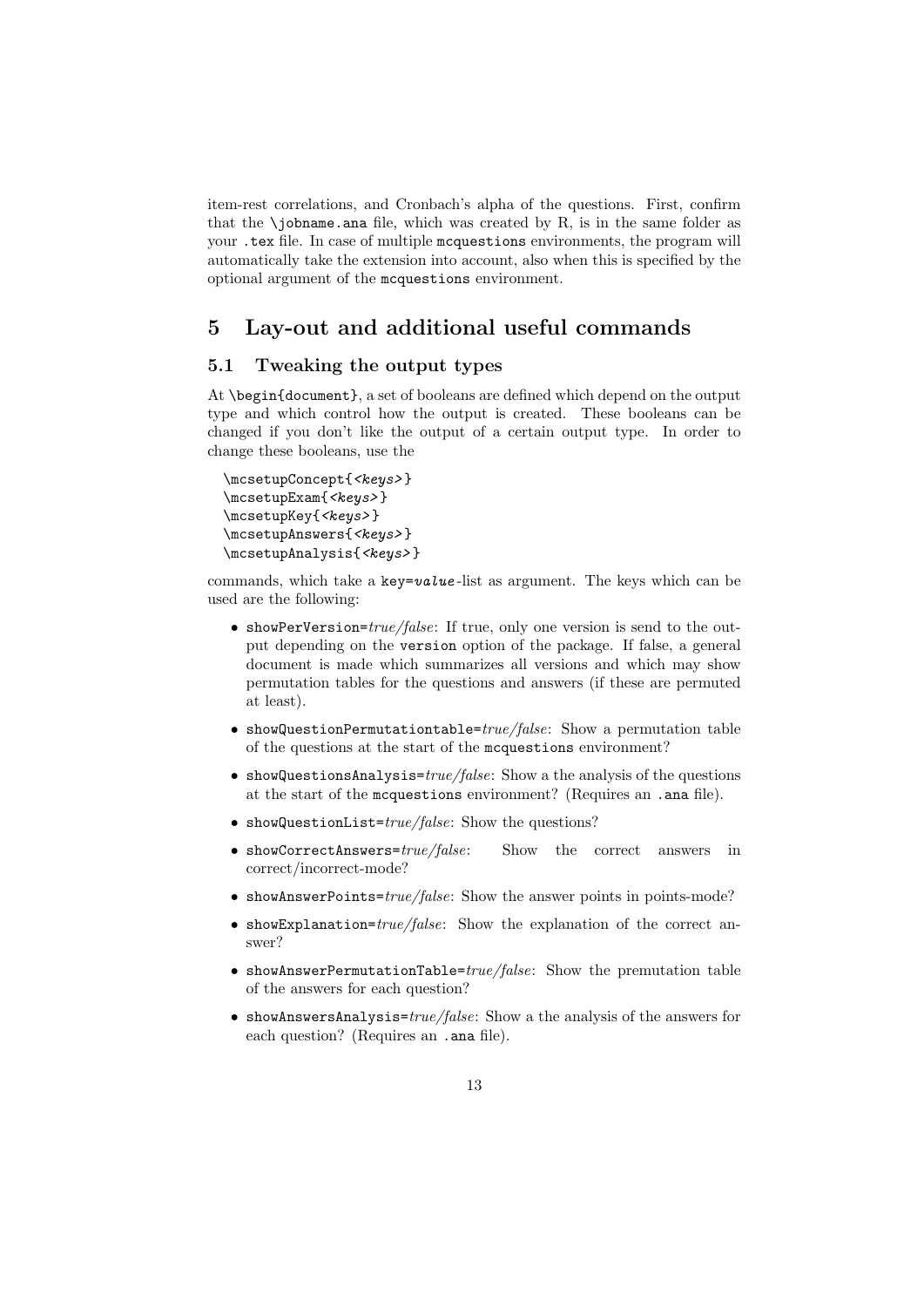item-rest correlations, and Cronbach's alpha of the questions. First, confirm that the `\jobname.ana` file, which was created by R, is in the same folder as your `.tex` file. In case of multiple `mcquestions` environments, the program will automatically take the extension into account, also when this is specified by the optional argument of the `mcquestions` environment.

# 5 Lay-out and additional useful commands

## 5.1 Tweaking the output types

At `\begin{document}`, a set of booleans are defined which depend on the output type and which control how the output is created. These booleans can be changed if you don't like the output of a certain output type. In order to change these booleans, use the

```
\mcsetupConcept{<keys>}
\mcsetupExam{<keys>}
\mcsetupKey{<keys>}
\mcsetupAnswers{<keys>}
\mcsetupAnalysis{<keys>}
```

commands, which take a `key=value`-list as argument. The keys which can be used are the following:

- `showPerVersion=`*true/false*: If true, only one version is send to the output depending on the `version` option of the package. If false, a general document is made which summarizes all versions and which may show permutation tables for the questions and answers (if these are permuted at least).
- `showQuestionPermutationtable=`*true/false*: Show a permutation table of the questions at the start of the `mcquestions` environment?
- `showQuestionsAnalysis=`*true/false*: Show a the analysis of the questions at the start of the `mcquestions` environment? (Requires an `.ana` file).
- `showQuestionList=`*true/false*: Show the questions?
- `showCorrectAnswers=`*true/false*: Show the correct answers in correct/incorrect-mode?
- `showAnswerPoints=`*true/false*: Show the answer points in points-mode?
- `showExplanation=`*true/false*: Show the explanation of the correct answer?
- `showAnswerPermutationTable=`*true/false*: Show the premutation table of the answers for each question?
- `showAnswersAnalysis=`*true/false*: Show a the analysis of the answers for each question? (Requires an `.ana` file).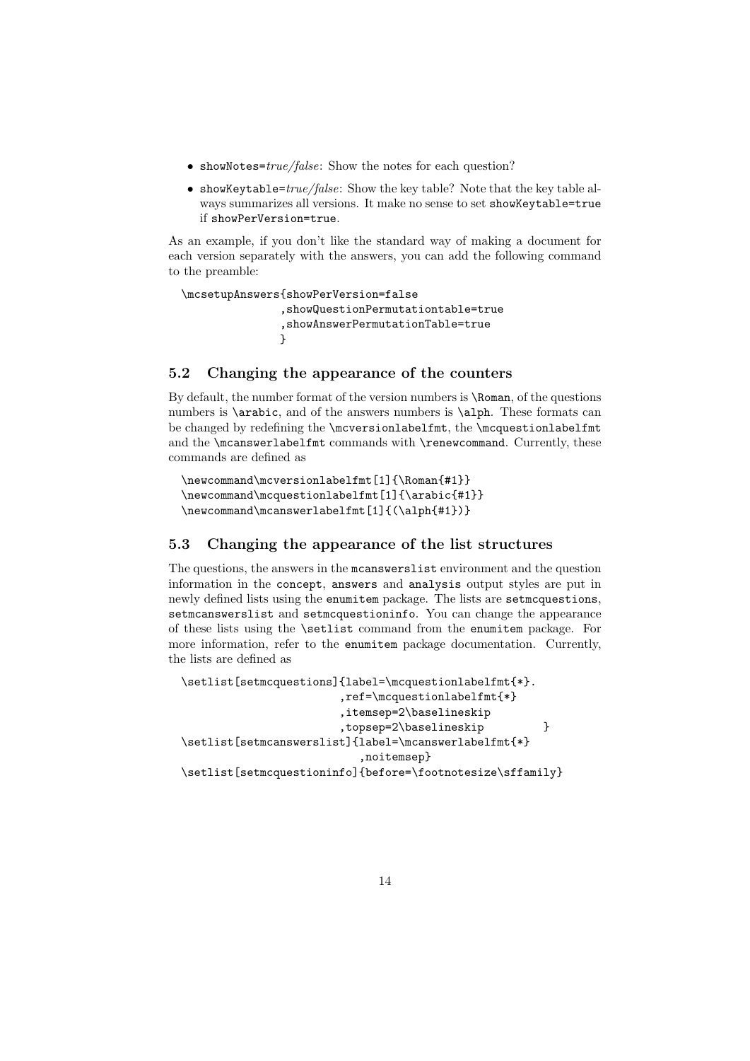- `showNotes=`*true/false*: Show the notes for each question?
- `showKeytable=`*true/false*: Show the key table? Note that the key table always summarizes all versions. It make no sense to set `showKeytable=true` if `showPerVersion=true`.

As an example, if you don't like the standard way of making a document for each version separately with the answers, you can add the following command to the preamble:

```
\mcsetupAnswers{showPerVersion=false
               ,showQuestionPermutationtable=true
               ,showAnswerPermutationTable=true
               }
```

### 5.2 Changing the appearance of the counters

By default, the number format of the version numbers is `\Roman`, of the questions numbers is `\arabic`, and of the answers numbers is `\alph`. These formats can be changed by redefining the `\mcversionlabelfmt`, the `\mcquestionlabelfmt` and the `\mcanswerlabelfmt` commands with `\renewcommand`. Currently, these commands are defined as

```
\newcommand\mcversionlabelfmt[1]{\Roman{#1}}
\newcommand\mcquestionlabelfmt[1]{\arabic{#1}}
\newcommand\mcanswerlabelfmt[1]{(\alph{#1})}
```

### 5.3 Changing the appearance of the list structures

The questions, the answers in the `mcanswerslist` environment and the question information in the `concept`, `answers` and `analysis` output styles are put in newly defined lists using the `enumitem` package. The lists are `setmcquestions`, `setmcanswerslist` and `setmcquestioninfo`. You can change the appearance of these lists using the `\setlist` command from the `enumitem` package. For more information, refer to the `enumitem` package documentation. Currently, the lists are defined as

```
\setlist[setmcquestions]{label=\mcquestionlabelfmt{*}.
                        ,ref=\mcquestionlabelfmt{*}
                        ,itemsep=2\baselineskip
                        ,topsep=2\baselineskip         }
\setlist[setmcanswerslist]{label=\mcanswerlabelfmt{*}
                          ,noitemsep}
\setlist[setmcquestioninfo]{before=\footnotesize\sffamily}
```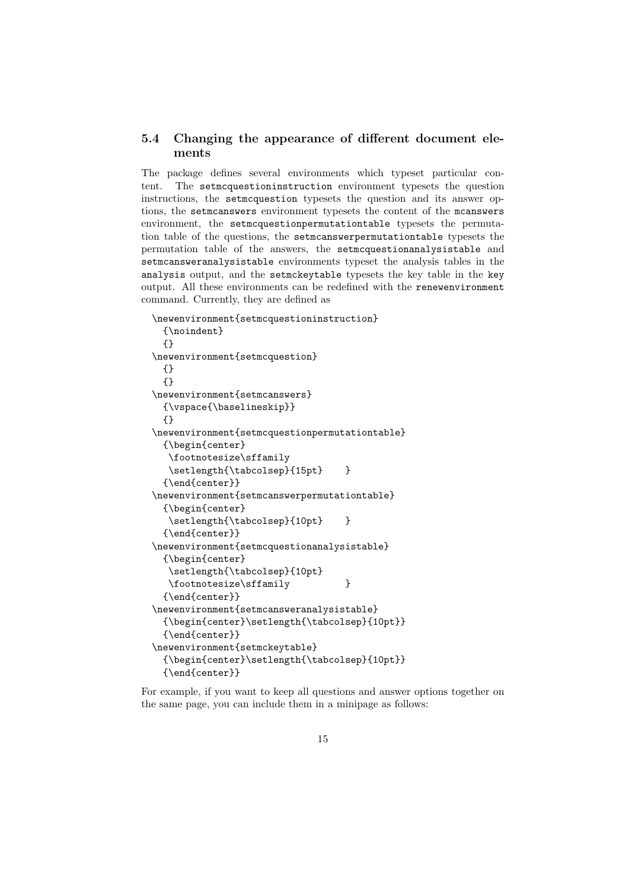### 5.4 Changing the appearance of different document elements

The package defines several environments which typeset particular content. The `setmcquestioninstruction` environment typesets the question instructions, the `setmcquestion` typesets the question and its answer options, the `setmcanswers` environment typesets the content of the `mcanswers` environment, the `setmcquestionpermutationtable` typesets the permutation table of the questions, the `setmcanswerpermutationtable` typesets the permutation table of the answers, the `setmcquestionanalysistable` and `setmcansweranalysistable` environments typeset the analysis tables in the `analysis` output, and the `setmckeytable` typesets the key table in the `key` output. All these environments can be redefined with the `renewenvironment` command. Currently, they are defined as

```
\newenvironment{setmcquestioninstruction}
  {\noindent}
  {}
\newenvironment{setmcquestion}
  {}
  {}
\newenvironment{setmcanswers}
  {\vspace{\baselineskip}}
  {}
\newenvironment{setmcquestionpermutationtable}
  {\begin{center}
   \footnotesize\sffamily
   \setlength{\tabcolsep}{15pt}    }
  {\end{center}}
\newenvironment{setmcanswerpermutationtable}
  {\begin{center}
   \setlength{\tabcolsep}{10pt}    }
  {\end{center}}
\newenvironment{setmcquestionanalysistable}
  {\begin{center}
   \setlength{\tabcolsep}{10pt}
   \footnotesize\sffamily          }
  {\end{center}}
\newenvironment{setmcansweranalysistable}
  {\begin{center}\setlength{\tabcolsep}{10pt}}
  {\end{center}}
\newenvironment{setmckeytable}
  {\begin{center}\setlength{\tabcolsep}{10pt}}
  {\end{center}}
```

For example, if you want to keep all questions and answer options together on the same page, you can include them in a minipage as follows: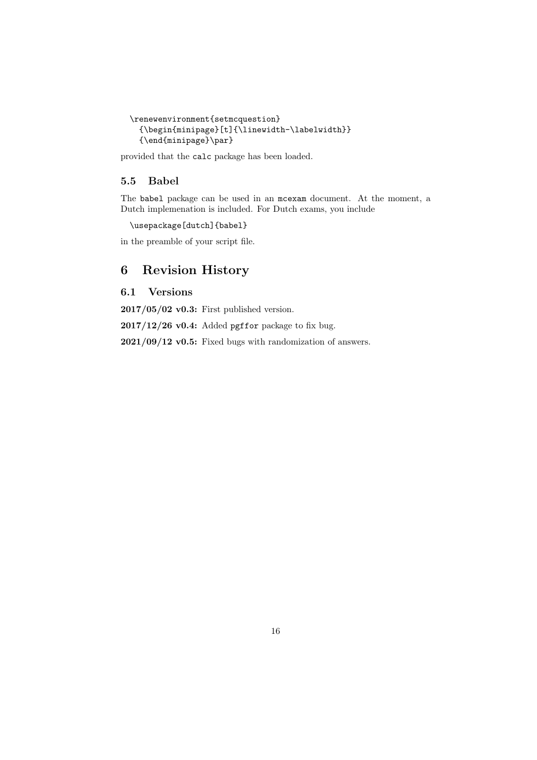```
\renewenvironment{setmcquestion}
  {\begin{minipage}[t]{\linewidth-\labelwidth}}
  {\end{minipage}\par}
```

provided that the `calc` package has been loaded.

### 5.5 Babel

The `babel` package can be used in an `mcexam` document. At the moment, a Dutch implemenation is included. For Dutch exams, you include

```
\usepackage[dutch]{babel}
```

in the preamble of your script file.

## 6 Revision History

### 6.1 Versions

**2017/05/02 v0.3:** First published version.

**2017/12/26 v0.4:** Added `pgffor` package to fix bug.

**2021/09/12 v0.5:** Fixed bugs with randomization of answers.